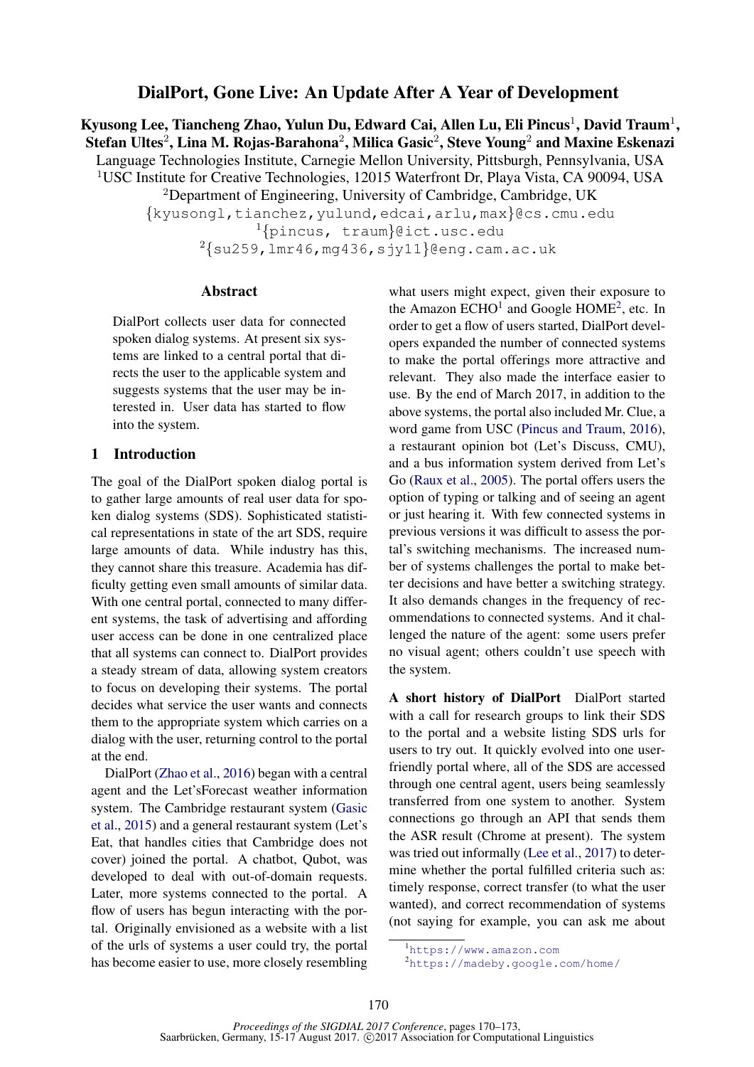# DialPort, Gone Live: An Update After A Year of Development

**Kyusong Lee, Tiancheng Zhao, Yulun Du, Edward Cai, Allen Lu, Eli Pincus[1], David Traum[1], Stefan Ultes[2], Lina M. Rojas-Barahona[2], Milica Gasic[2], Steve Young[2] and Maxine Eskenazi**

Language Technologies Institute, Carnegie Mellon University, Pittsburgh, Pennsylvania, USA

[1]USC Institute for Creative Technologies, 12015 Waterfront Dr, Playa Vista, CA 90094, USA

[2]Department of Engineering, University of Cambridge, Cambridge, UK

{kyusongl,tianchez,yulund,edcai,arlu,max}@cs.cmu.edu

[1]{pincus, traum}@ict.usc.edu

[2]{su259,lmr46,mg436,sjy11}@eng.cam.ac.uk

## Abstract

DialPort collects user data for connected spoken dialog systems. At present six systems are linked to a central portal that directs the user to the applicable system and suggests systems that the user may be interested in. User data has started to flow into the system.

## 1 Introduction

The goal of the DialPort spoken dialog portal is to gather large amounts of real user data for spoken dialog systems (SDS). Sophisticated statistical representations in state of the art SDS, require large amounts of data. While industry has this, they cannot share this treasure. Academia has difficulty getting even small amounts of similar data. With one central portal, connected to many different systems, the task of advertising and affording user access can be done in one centralized place that all systems can connect to. DialPort provides a steady stream of data, allowing system creators to focus on developing their systems. The portal decides what service the user wants and connects them to the appropriate system which carries on a dialog with the user, returning control to the portal at the end.

DialPort (Zhao et al., 2016) began with a central agent and the Let'sForecast weather information system. The Cambridge restaurant system (Gasic et al., 2015) and a general restaurant system (Let's Eat, that handles cities that Cambridge does not cover) joined the portal. A chatbot, Qubot, was developed to deal with out-of-domain requests. Later, more systems connected to the portal. A flow of users has begun interacting with the portal. Originally envisioned as a website with a list of the urls of systems a user could try, the portal has become easier to use, more closely resembling what users might expect, given their exposure to the Amazon ECHO[1] and Google HOME[2], etc. In order to get a flow of users started, DialPort developers expanded the number of connected systems to make the portal offerings more attractive and relevant. They also made the interface easier to use. By the end of March 2017, in addition to the above systems, the portal also included Mr. Clue, a word game from USC (Pincus and Traum, 2016), a restaurant opinion bot (Let's Discuss, CMU), and a bus information system derived from Let's Go (Raux et al., 2005). The portal offers users the option of typing or talking and of seeing an agent or just hearing it. With few connected systems in previous versions it was difficult to assess the portal's switching mechanisms. The increased number of systems challenges the portal to make better decisions and have better a switching strategy. It also demands changes in the frequency of recommendations to connected systems. And it challenged the nature of the agent: some users prefer no visual agent; others couldn't use speech with the system.

**A short history of DialPort** DialPort started with a call for research groups to link their SDS to the portal and a website listing SDS urls for users to try out. It quickly evolved into one user-friendly portal where, all of the SDS are accessed through one central agent, users being seamlessly transferred from one system to another. System connections go through an API that sends them the ASR result (Chrome at present). The system was tried out informally (Lee et al., 2017) to determine whether the portal fulfilled criteria such as: timely response, correct transfer (to what the user wanted), and correct recommendation of systems (not saying for example, you can ask me about

[1]https://www.amazon.com

[2]https://madeby.google.com/home/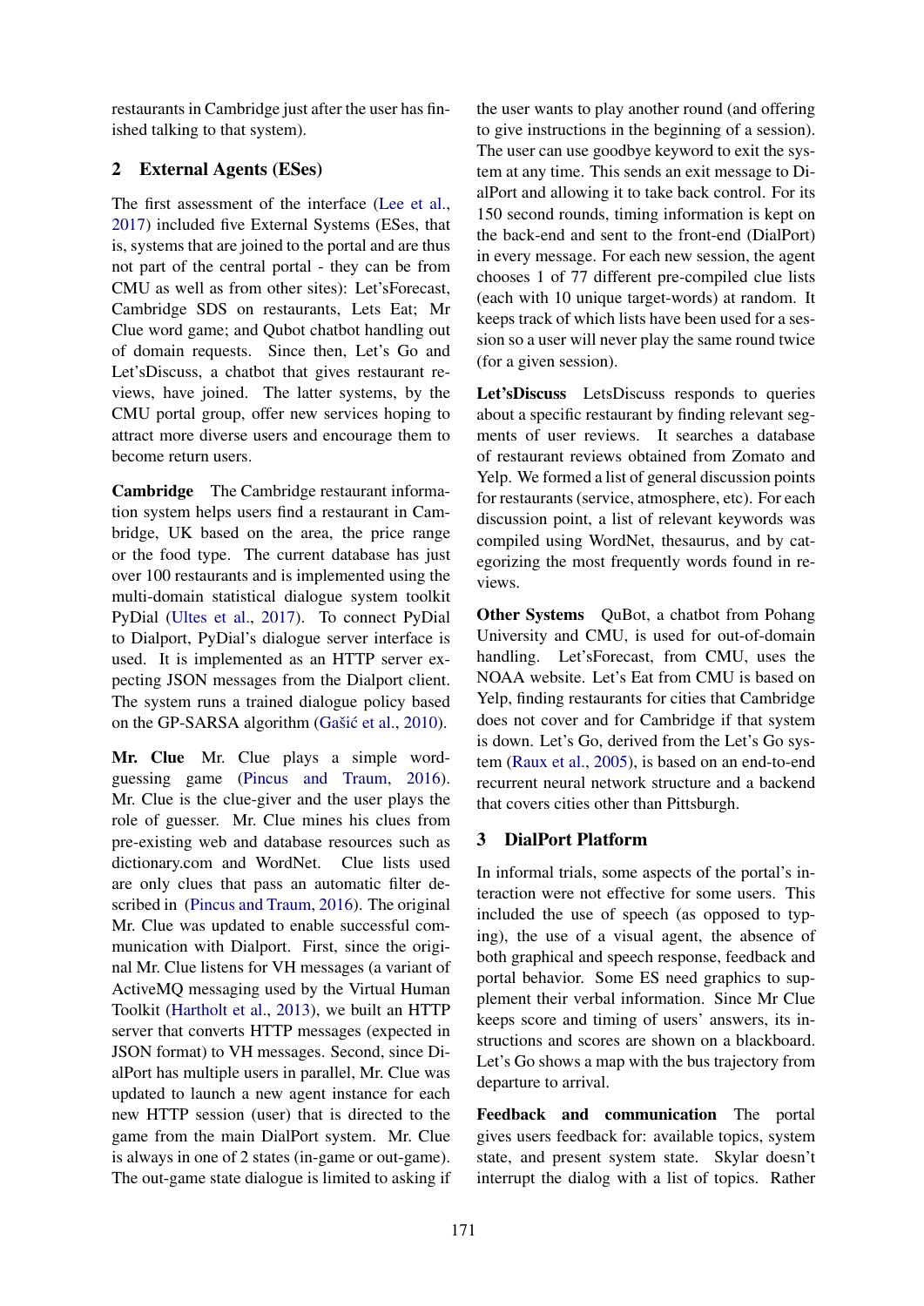restaurants in Cambridge just after the user has finished talking to that system).

## 2 External Agents (ESes)

The first assessment of the interface (Lee et al., 2017) included five External Systems (ESes, that is, systems that are joined to the portal and are thus not part of the central portal - they can be from CMU as well as from other sites): Let'sForecast, Cambridge SDS on restaurants, Lets Eat; Mr Clue word game; and Qubot chatbot handling out of domain requests. Since then, Let's Go and Let'sDiscuss, a chatbot that gives restaurant reviews, have joined. The latter systems, by the CMU portal group, offer new services hoping to attract more diverse users and encourage them to become return users.

**Cambridge** The Cambridge restaurant information system helps users find a restaurant in Cambridge, UK based on the area, the price range or the food type. The current database has just over 100 restaurants and is implemented using the multi-domain statistical dialogue system toolkit PyDial (Ultes et al., 2017). To connect PyDial to Dialport, PyDial's dialogue server interface is used. It is implemented as an HTTP server expecting JSON messages from the Dialport client. The system runs a trained dialogue policy based on the GP-SARSA algorithm (Gašić et al., 2010).

**Mr. Clue** Mr. Clue plays a simple word-guessing game (Pincus and Traum, 2016). Mr. Clue is the clue-giver and the user plays the role of guesser. Mr. Clue mines his clues from pre-existing web and database resources such as dictionary.com and WordNet. Clue lists used are only clues that pass an automatic filter described in (Pincus and Traum, 2016). The original Mr. Clue was updated to enable successful communication with Dialport. First, since the original Mr. Clue listens for VH messages (a variant of ActiveMQ messaging used by the Virtual Human Toolkit (Hartholt et al., 2013), we built an HTTP server that converts HTTP messages (expected in JSON format) to VH messages. Second, since DialPort has multiple users in parallel, Mr. Clue was updated to launch a new agent instance for each new HTTP session (user) that is directed to the game from the main DialPort system. Mr. Clue is always in one of 2 states (in-game or out-game). The out-game state dialogue is limited to asking if the user wants to play another round (and offering to give instructions in the beginning of a session). The user can use goodbye keyword to exit the system at any time. This sends an exit message to DialPort and allowing it to take back control. For its 150 second rounds, timing information is kept on the back-end and sent to the front-end (DialPort) in every message. For each new session, the agent chooses 1 of 77 different pre-compiled clue lists (each with 10 unique target-words) at random. It keeps track of which lists have been used for a session so a user will never play the same round twice (for a given session).

**Let'sDiscuss** LetsDiscuss responds to queries about a specific restaurant by finding relevant segments of user reviews. It searches a database of restaurant reviews obtained from Zomato and Yelp. We formed a list of general discussion points for restaurants (service, atmosphere, etc). For each discussion point, a list of relevant keywords was compiled using WordNet, thesaurus, and by categorizing the most frequently words found in reviews.

**Other Systems** QuBot, a chatbot from Pohang University and CMU, is used for out-of-domain handling. Let'sForecast, from CMU, uses the NOAA website. Let's Eat from CMU is based on Yelp, finding restaurants for cities that Cambridge does not cover and for Cambridge if that system is down. Let's Go, derived from the Let's Go system (Raux et al., 2005), is based on an end-to-end recurrent neural network structure and a backend that covers cities other than Pittsburgh.

## 3 DialPort Platform

In informal trials, some aspects of the portal's interaction were not effective for some users. This included the use of speech (as opposed to typing), the use of a visual agent, the absence of both graphical and speech response, feedback and portal behavior. Some ES need graphics to supplement their verbal information. Since Mr Clue keeps score and timing of users' answers, its instructions and scores are shown on a blackboard. Let's Go shows a map with the bus trajectory from departure to arrival.

**Feedback and communication** The portal gives users feedback for: available topics, system state, and present system state. Skylar doesn't interrupt the dialog with a list of topics. Rather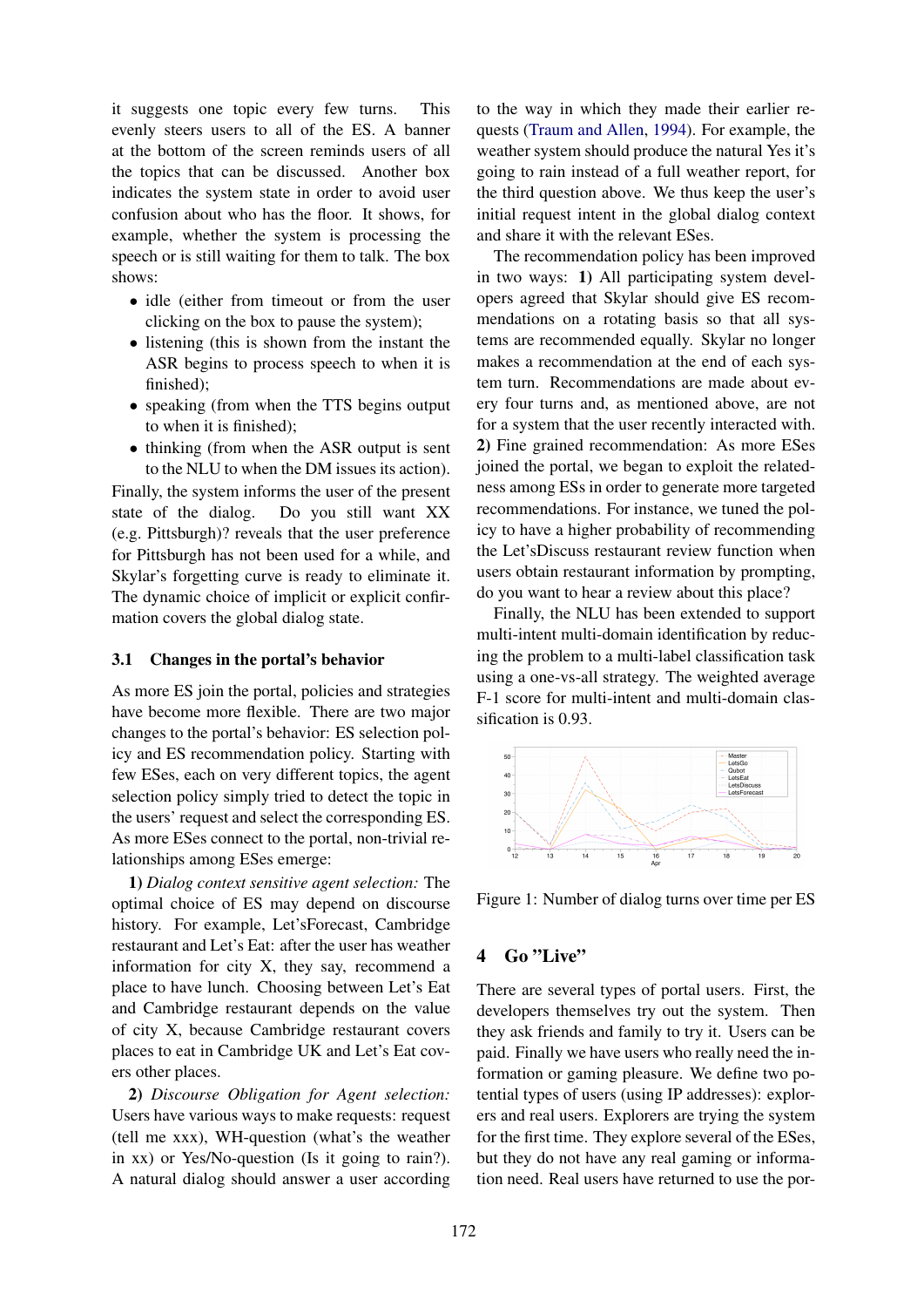it suggests one topic every few turns. This evenly steers users to all of the ES. A banner at the bottom of the screen reminds users of all the topics that can be discussed. Another box indicates the system state in order to avoid user confusion about who has the floor. It shows, for example, whether the system is processing the speech or is still waiting for them to talk. The box shows:

- idle (either from timeout or from the user clicking on the box to pause the system);
- listening (this is shown from the instant the ASR begins to process speech to when it is finished);
- speaking (from when the TTS begins output to when it is finished);
- thinking (from when the ASR output is sent to the NLU to when the DM issues its action).

Finally, the system informs the user of the present state of the dialog. Do you still want XX (e.g. Pittsburgh)? reveals that the user preference for Pittsburgh has not been used for a while, and Skylar's forgetting curve is ready to eliminate it. The dynamic choice of implicit or explicit confirmation covers the global dialog state.

### 3.1 Changes in the portal's behavior

As more ES join the portal, policies and strategies have become more flexible. There are two major changes to the portal's behavior: ES selection policy and ES recommendation policy. Starting with few ESes, each on very different topics, the agent selection policy simply tried to detect the topic in the users' request and select the corresponding ES. As more ESes connect to the portal, non-trivial relationships among ESes emerge:

**1)** *Dialog context sensitive agent selection:* The optimal choice of ES may depend on discourse history. For example, Let'sForecast, Cambridge restaurant and Let's Eat: after the user has weather information for city X, they say, recommend a place to have lunch. Choosing between Let's Eat and Cambridge restaurant depends on the value of city X, because Cambridge restaurant covers places to eat in Cambridge UK and Let's Eat covers other places.

**2)** *Discourse Obligation for Agent selection:* Users have various ways to make requests: request (tell me xxx), WH-question (what's the weather in xx) or Yes/No-question (Is it going to rain?). A natural dialog should answer a user according to the way in which they made their earlier requests (Traum and Allen, 1994). For example, the weather system should produce the natural Yes it's going to rain instead of a full weather report, for the third question above. We thus keep the user's initial request intent in the global dialog context and share it with the relevant ESes.

The recommendation policy has been improved in two ways: **1)** All participating system developers agreed that Skylar should give ES recommendations on a rotating basis so that all systems are recommended equally. Skylar no longer makes a recommendation at the end of each system turn. Recommendations are made about every four turns and, as mentioned above, are not for a system that the user recently interacted with. **2)** Fine grained recommendation: As more ESes joined the portal, we began to exploit the relatedness among ESs in order to generate more targeted recommendations. For instance, we tuned the policy to have a higher probability of recommending the Let'sDiscuss restaurant review function when users obtain restaurant information by prompting, do you want to hear a review about this place?

Finally, the NLU has been extended to support multi-intent multi-domain identification by reducing the problem to a multi-label classification task using a one-vs-all strategy. The weighted average F-1 score for multi-intent and multi-domain classification is 0.93.

Figure 1: Number of dialog turns over time per ES

## 4 Go "Live"

There are several types of portal users. First, the developers themselves try out the system. Then they ask friends and family to try it. Users can be paid. Finally we have users who really need the information or gaming pleasure. We define two potential types of users (using IP addresses): explorers and real users. Explorers are trying the system for the first time. They explore several of the ESes, but they do not have any real gaming or information need. Real users have returned to use the por-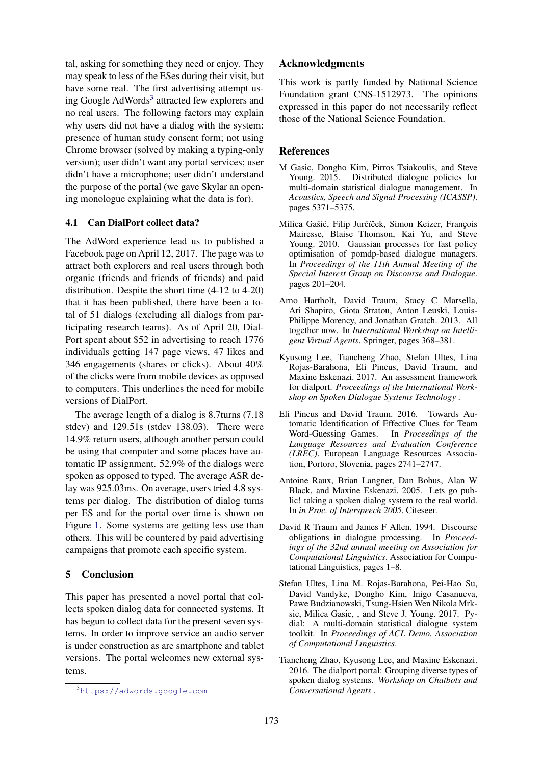tal, asking for something they need or enjoy. They may speak to less of the ESes during their visit, but have some real. The first advertising attempt using Google AdWords[3] attracted few explorers and no real users. The following factors may explain why users did not have a dialog with the system: presence of human study consent form; not using Chrome browser (solved by making a typing-only version); user didn't want any portal services; user didn't have a microphone; user didn't understand the purpose of the portal (we gave Skylar an opening monologue explaining what the data is for).

### 4.1 Can DialPort collect data?

The AdWord experience lead us to published a Facebook page on April 12, 2017. The page was to attract both explorers and real users through both organic (friends and friends of friends) and paid distribution. Despite the short time (4-12 to 4-20) that it has been published, there have been a total of 51 dialogs (excluding all dialogs from participating research teams). As of April 20, DialPort spent about $52 in advertising to reach 1776 individuals getting 147 page views, 47 likes and 346 engagements (shares or clicks). About 40% of the clicks were from mobile devices as opposed to computers. This underlines the need for mobile versions of DialPort.

The average length of a dialog is 8.7turns (7.18 stdev) and 129.51s (stdev 138.03). There were 14.9% return users, although another person could be using that computer and some places have automatic IP assignment. 52.9% of the dialogs were spoken as opposed to typed. The average ASR delay was 925.03ms. On average, users tried 4.8 systems per dialog. The distribution of dialog turns per ES and for the portal over time is shown on Figure 1. Some systems are getting less use than others. This will be countered by paid advertising campaigns that promote each specific system.

## 5 Conclusion

This paper has presented a novel portal that collects spoken dialog data for connected systems. It has begun to collect data for the present seven systems. In order to improve service an audio server is under construction as are smartphone and tablet versions. The portal welcomes new external systems.

[3] https://adwords.google.com

## Acknowledgments

This work is partly funded by National Science Foundation grant CNS-1512973. The opinions expressed in this paper do not necessarily reflect those of the National Science Foundation.

## References

M Gasic, Dongho Kim, Pirros Tsiakoulis, and Steve Young. 2015. Distributed dialogue policies for multi-domain statistical dialogue management. In *Acoustics, Speech and Signal Processing (ICASSP)*. pages 5371–5375.

Milica Gašić, Filip Jurčíček, Simon Keizer, François Mairesse, Blaise Thomson, Kai Yu, and Steve Young. 2010. Gaussian processes for fast policy optimisation of pomdp-based dialogue managers. In *Proceedings of the 11th Annual Meeting of the Special Interest Group on Discourse and Dialogue*. pages 201–204.

Arno Hartholt, David Traum, Stacy C Marsella, Ari Shapiro, Giota Stratou, Anton Leuski, Louis-Philippe Morency, and Jonathan Gratch. 2013. All together now. In *International Workshop on Intelligent Virtual Agents*. Springer, pages 368–381.

Kyusong Lee, Tiancheng Zhao, Stefan Ultes, Lina Rojas-Barahona, Eli Pincus, David Traum, and Maxine Eskenazi. 2017. An assessment framework for dialport. *Proceedings of the International Workshop on Spoken Dialogue Systems Technology* .

Eli Pincus and David Traum. 2016. Towards Automatic Identification of Effective Clues for Team Word-Guessing Games. In *Proceedings of the Language Resources and Evaluation Conference (LREC)*. European Language Resources Association, Portoro, Slovenia, pages 2741–2747.

Antoine Raux, Brian Langner, Dan Bohus, Alan W Black, and Maxine Eskenazi. 2005. Lets go public! taking a spoken dialog system to the real world. In *in Proc. of Interspeech 2005*. Citeseer.

David R Traum and James F Allen. 1994. Discourse obligations in dialogue processing. In *Proceedings of the 32nd annual meeting on Association for Computational Linguistics*. Association for Computational Linguistics, pages 1–8.

Stefan Ultes, Lina M. Rojas-Barahona, Pei-Hao Su, David Vandyke, Dongho Kim, Inigo Casanueva, Pawe Budzianowski, Tsung-Hsien Wen Nikola Mrksic, Milica Gasic, , and Steve J. Young. 2017. Pydial: A multi-domain statistical dialogue system toolkit. In *Proceedings of ACL Demo. Association of Computational Linguistics*.

Tiancheng Zhao, Kyusong Lee, and Maxine Eskenazi. 2016. The dialport portal: Grouping diverse types of spoken dialog systems. *Workshop on Chatbots and Conversational Agents* .